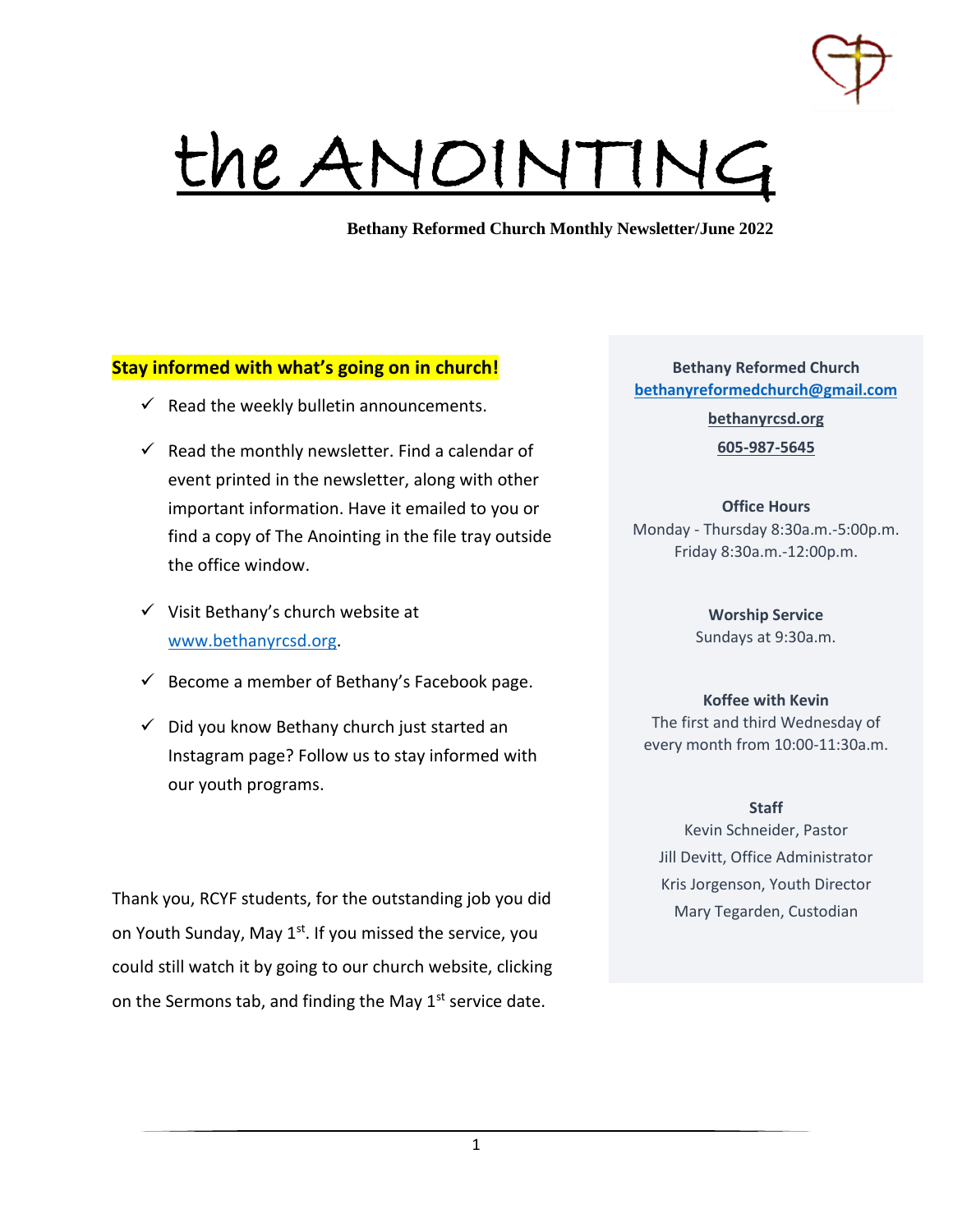# the ANOINTING

**Bethany Reformed Church Monthly Newsletter/June 2022**

**Stay informed with what's going on in church!**

- ✓ Read the weekly bulletin announcements.
- ✓ Read the monthly newsletter. Find a calendar of event printed in the newsletter, along with other important information. Have it emailed to you or find a copy of The Anointing in the file tray outside the office window.
- ✓ Visit Bethany's church website at www.bethanyrcsd.org.
- ✓ Become a member of Bethany's Facebook page.
- ✓ Did you know Bethany church just started an Instagram page? Follow us to stay informed with our youth programs.

Thank you, RCYF students, for the outstanding job you did on Youth Sunday, May 1st. If you missed the service, you could still watch it by going to our church website, clicking on the Sermons tab, and finding the May 1st service date.

**Bethany Reformed Church**
**bethanyreformedchurch@gmail.com**
**bethanyrcsd.org**
**605-987-5645**

**Office Hours**
Monday - Thursday 8:30a.m.-5:00p.m.
Friday 8:30a.m.-12:00p.m.

**Worship Service**
Sundays at 9:30a.m.

**Koffee with Kevin**
The first and third Wednesday of every month from 10:00-11:30a.m.

**Staff**
Kevin Schneider, Pastor
Jill Devitt, Office Administrator
Kris Jorgenson, Youth Director
Mary Tegarden, Custodian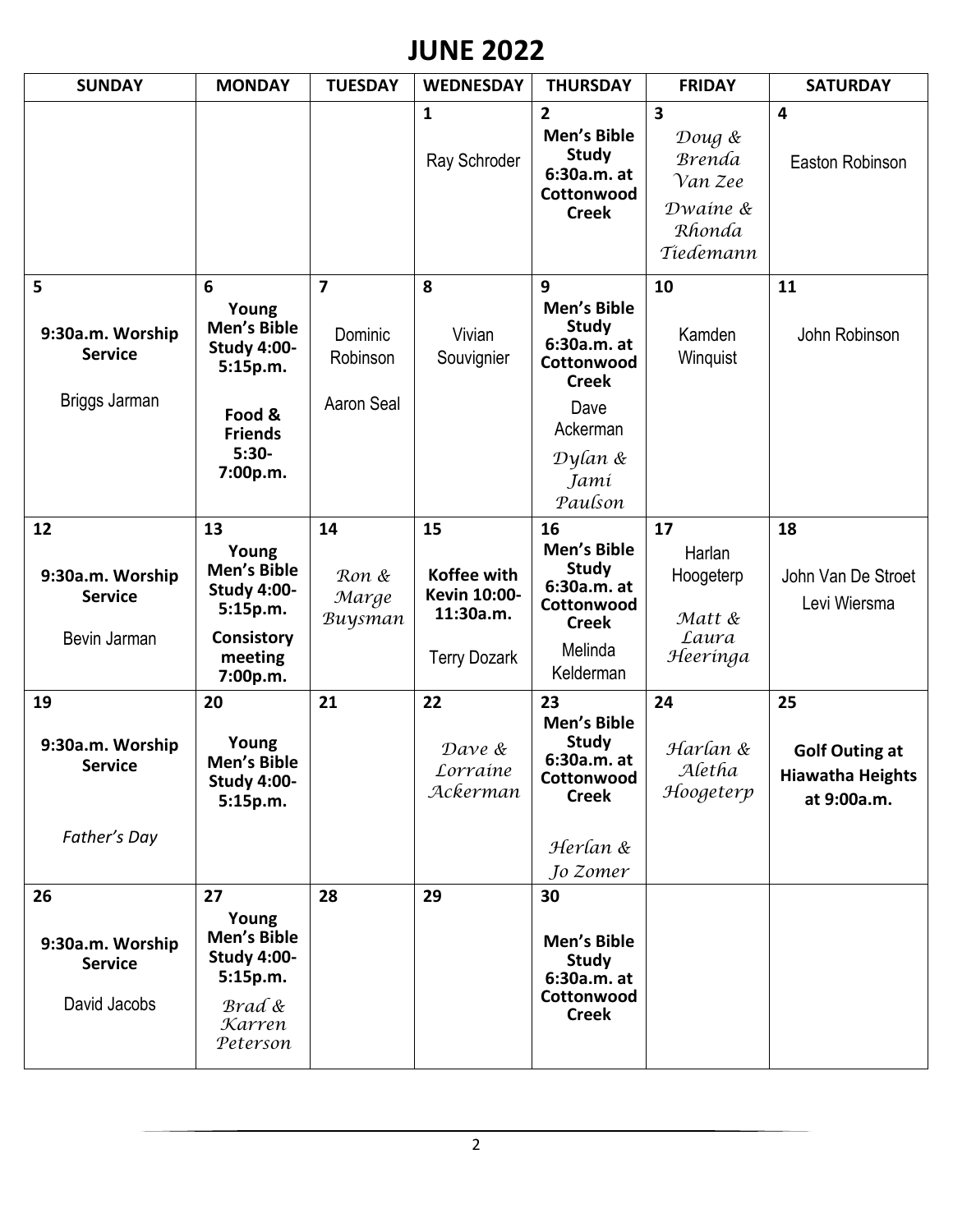# JUNE 2022

| SUNDAY | MONDAY | TUESDAY | WEDNESDAY | THURSDAY | FRIDAY | SATURDAY |
|---|---|---|---|---|---|---|
| | | | **1** Ray Schroder | **2** **Men's Bible Study 6:30a.m. at Cottonwood Creek** | **3** *Doug & Brenda Van Zee* *Dwaine & Rhonda Tiedemann* | **4** Easton Robinson |
| **5** **9:30a.m. Worship Service** Briggs Jarman | **6** **Young Men's Bible Study 4:00-5:15p.m.** **Food & Friends 5:30-7:00p.m.** | **7** Dominic Robinson Aaron Seal | **8** Vivian Souvignier | **9** **Men's Bible Study 6:30a.m. at Cottonwood Creek** Dave Ackerman *Dylan & Jami Paulson* | **10** Kamden Winquist | **11** John Robinson |
| **12** **9:30a.m. Worship Service** Bevin Jarman | **13** **Young Men's Bible Study 4:00-5:15p.m.** **Consistory meeting 7:00p.m.** | **14** *Ron & Marge Buysman* | **15** **Koffee with Kevin 10:00-11:30a.m.** Terry Dozark | **16** **Men's Bible Study 6:30a.m. at Cottonwood Creek** Melinda Kelderman | **17** Harlan Hoogeterp *Matt & Laura Heeringa* | **18** John Van De Stroet Levi Wiersma |
| **19** **9:30a.m. Worship Service** *Father's Day* | **20** **Young Men's Bible Study 4:00-5:15p.m.** | **21** | **22** *Dave & Lorraine Ackerman* | **23** **Men's Bible Study 6:30a.m. at Cottonwood Creek** *Herlan & Jo Zomer* | **24** *Harlan & Aletha Hoogeterp* | **25** **Golf Outing at Hiawatha Heights at 9:00a.m.** |
| **26** **9:30a.m. Worship Service** David Jacobs | **27** **Young Men's Bible Study 4:00-5:15p.m.** *Brad & Karren Peterson* | **28** | **29** | **30** **Men's Bible Study 6:30a.m. at Cottonwood Creek** | | |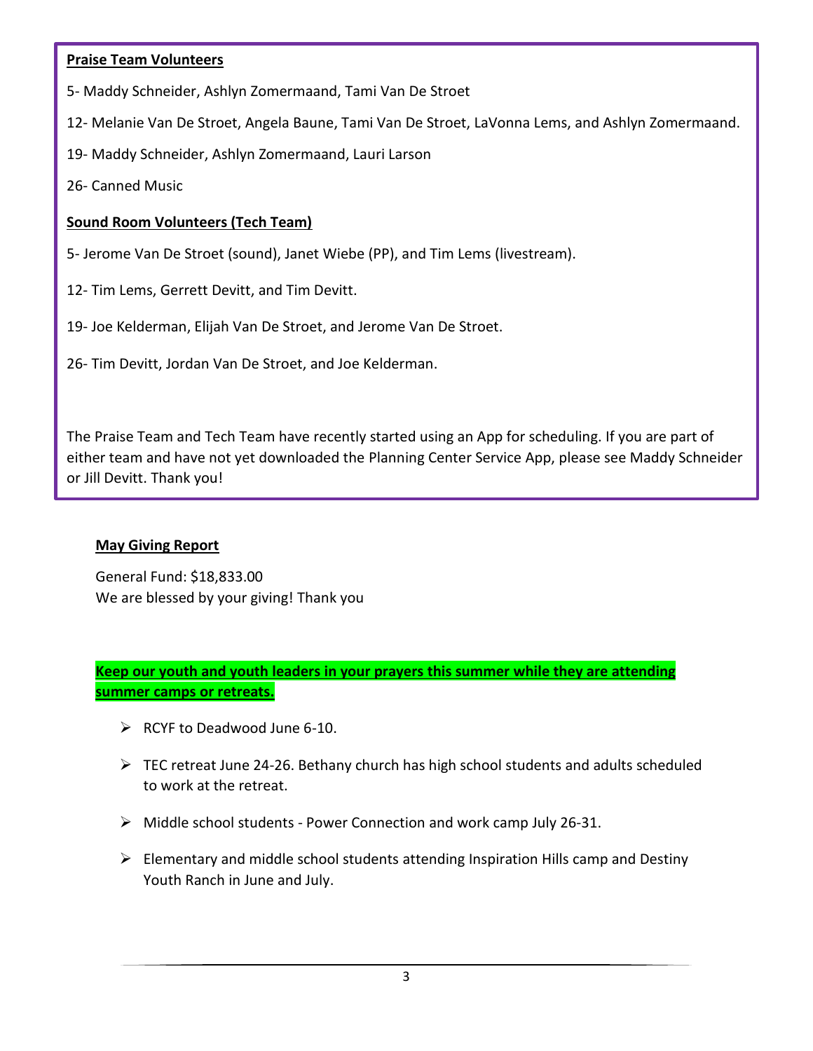**Praise Team Volunteers**

5- Maddy Schneider, Ashlyn Zomermaand, Tami Van De Stroet

12- Melanie Van De Stroet, Angela Baune, Tami Van De Stroet, LaVonna Lems, and Ashlyn Zomermaand.

19- Maddy Schneider, Ashlyn Zomermaand, Lauri Larson

26- Canned Music

**Sound Room Volunteers (Tech Team)**

5- Jerome Van De Stroet (sound), Janet Wiebe (PP), and Tim Lems (livestream).

12- Tim Lems, Gerrett Devitt, and Tim Devitt.

19- Joe Kelderman, Elijah Van De Stroet, and Jerome Van De Stroet.

26- Tim Devitt, Jordan Van De Stroet, and Joe Kelderman.

The Praise Team and Tech Team have recently started using an App for scheduling. If you are part of either team and have not yet downloaded the Planning Center Service App, please see Maddy Schneider or Jill Devitt. Thank you!

**May Giving Report**

General Fund: $18,833.00
We are blessed by your giving! Thank you

**Keep our youth and youth leaders in your prayers this summer while they are attending summer camps or retreats.**

- RCYF to Deadwood June 6-10.
- TEC retreat June 24-26. Bethany church has high school students and adults scheduled to work at the retreat.
- Middle school students - Power Connection and work camp July 26-31.
- Elementary and middle school students attending Inspiration Hills camp and Destiny Youth Ranch in June and July.